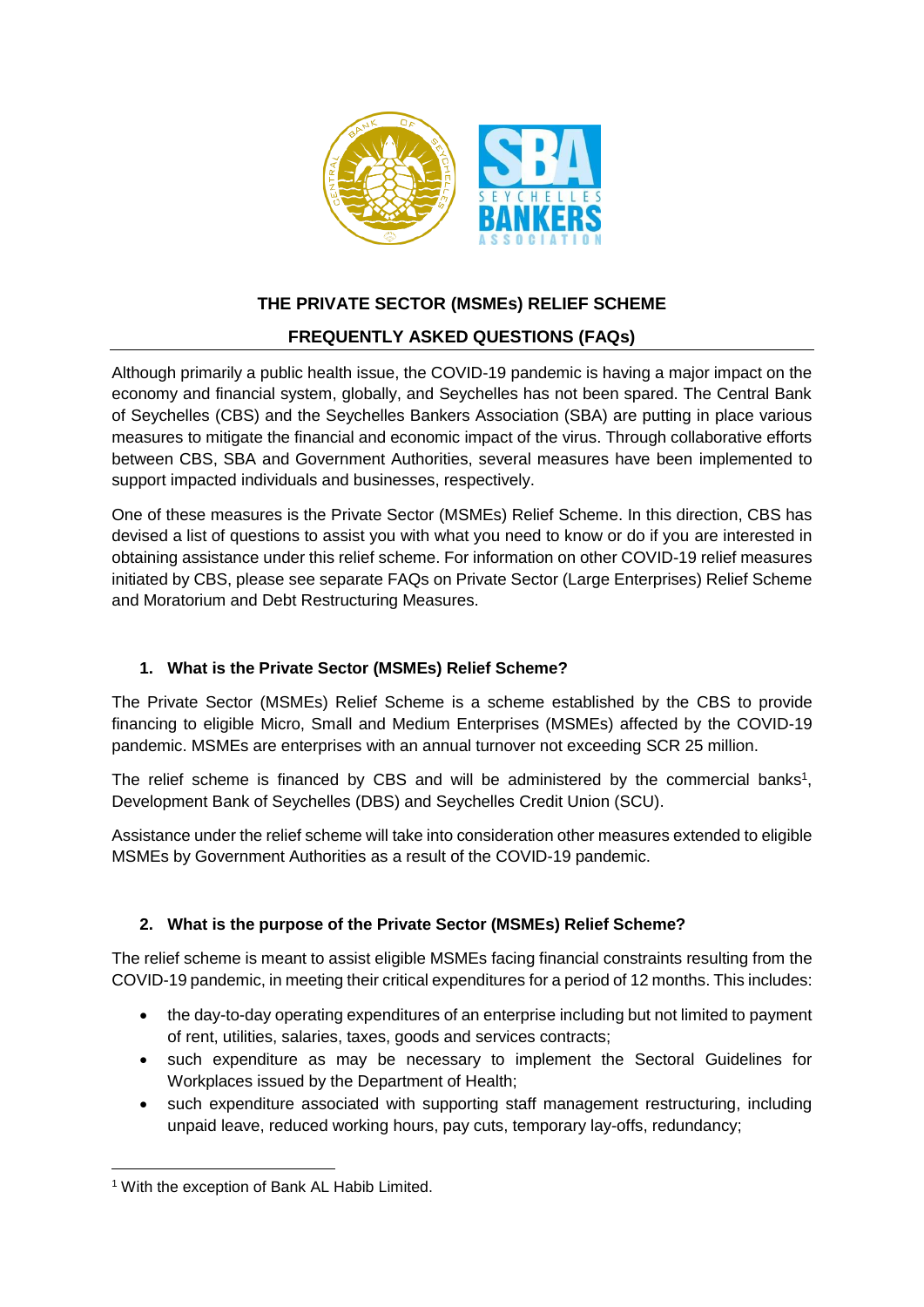# THE PRIVATE SECTOR (MSMEs) RELIEF SCHEME

## FREQUENTLY ASKED QUESTIONS (FAQs)

Although primarily a public health issue, the COVID-19 pandemic is having a major impact on the economy and financial system, globally, and Seychelles has not been spared. The Central Bank of Seychelles (CBS) and the Seychelles Bankers Association (SBA) are putting in place various measures to mitigate the financial and economic impact of the virus. Through collaborative efforts between CBS, SBA and Government Authorities, several measures have been implemented to support impacted individuals and businesses, respectively.

One of these measures is the Private Sector (MSMEs) Relief Scheme. In this direction, CBS has devised a list of questions to assist you with what you need to know or do if you are interested in obtaining assistance under this relief scheme. For information on other COVID-19 relief measures initiated by CBS, please see separate FAQs on Private Sector (Large Enterprises) Relief Scheme and Moratorium and Debt Restructuring Measures.

### 1. What is the Private Sector (MSMEs) Relief Scheme?

The Private Sector (MSMEs) Relief Scheme is a scheme established by the CBS to provide financing to eligible Micro, Small and Medium Enterprises (MSMEs) affected by the COVID-19 pandemic. MSMEs are enterprises with an annual turnover not exceeding SCR 25 million.

The relief scheme is financed by CBS and will be administered by the commercial banks[1], Development Bank of Seychelles (DBS) and Seychelles Credit Union (SCU).

Assistance under the relief scheme will take into consideration other measures extended to eligible MSMEs by Government Authorities as a result of the COVID-19 pandemic.

### 2. What is the purpose of the Private Sector (MSMEs) Relief Scheme?

The relief scheme is meant to assist eligible MSMEs facing financial constraints resulting from the COVID-19 pandemic, in meeting their critical expenditures for a period of 12 months. This includes:

- the day-to-day operating expenditures of an enterprise including but not limited to payment of rent, utilities, salaries, taxes, goods and services contracts;
- such expenditure as may be necessary to implement the Sectoral Guidelines for Workplaces issued by the Department of Health;
- such expenditure associated with supporting staff management restructuring, including unpaid leave, reduced working hours, pay cuts, temporary lay-offs, redundancy;

[1] With the exception of Bank AL Habib Limited.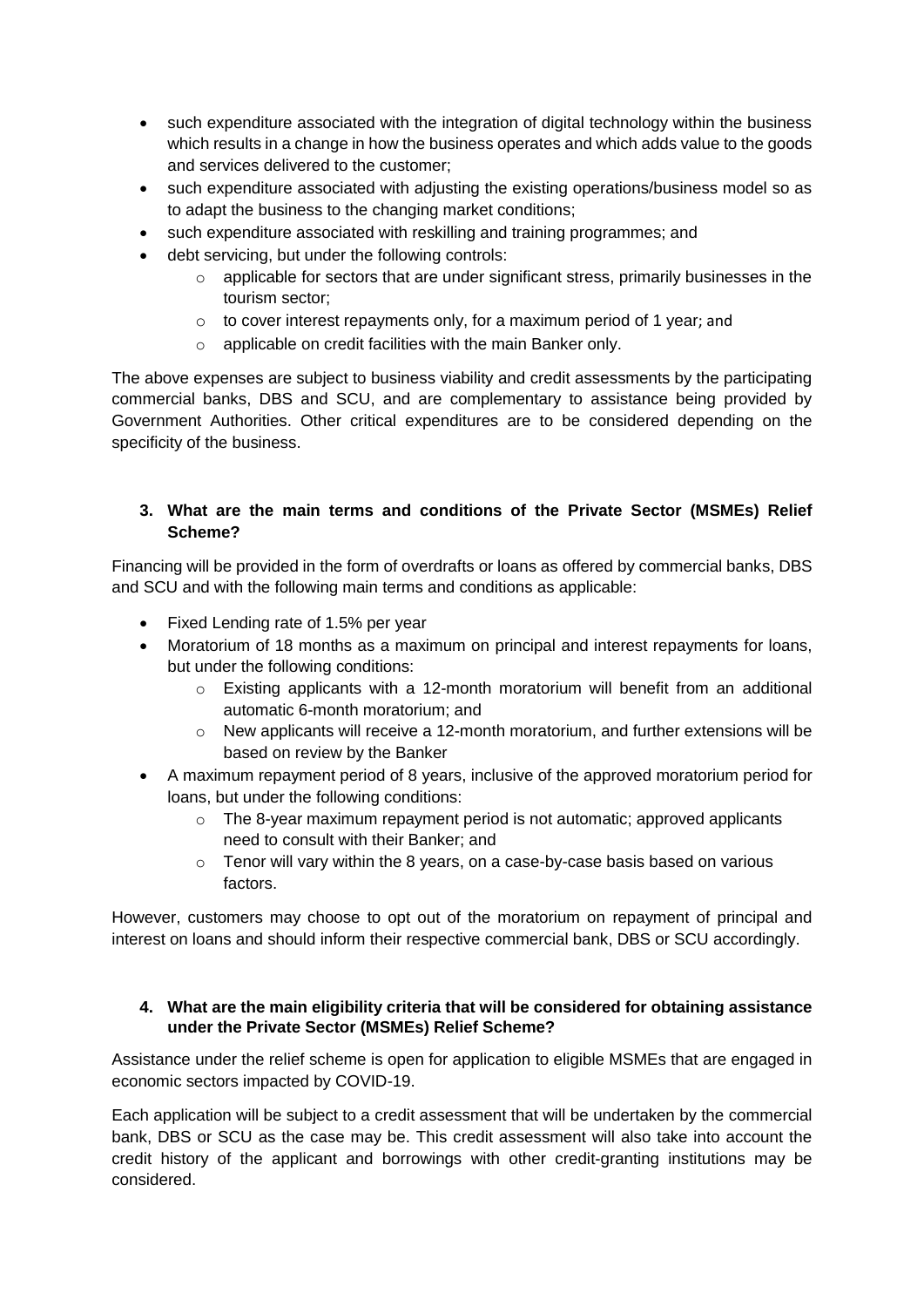- such expenditure associated with the integration of digital technology within the business which results in a change in how the business operates and which adds value to the goods and services delivered to the customer;
- such expenditure associated with adjusting the existing operations/business model so as to adapt the business to the changing market conditions;
- such expenditure associated with reskilling and training programmes; and
- debt servicing, but under the following controls:
  - applicable for sectors that are under significant stress, primarily businesses in the tourism sector;
  - to cover interest repayments only, for a maximum period of 1 year; and
  - applicable on credit facilities with the main Banker only.

The above expenses are subject to business viability and credit assessments by the participating commercial banks, DBS and SCU, and are complementary to assistance being provided by Government Authorities. Other critical expenditures are to be considered depending on the specificity of the business.

**3. What are the main terms and conditions of the Private Sector (MSMEs) Relief Scheme?**

Financing will be provided in the form of overdrafts or loans as offered by commercial banks, DBS and SCU and with the following main terms and conditions as applicable:

- Fixed Lending rate of 1.5% per year
- Moratorium of 18 months as a maximum on principal and interest repayments for loans, but under the following conditions:
  - Existing applicants with a 12-month moratorium will benefit from an additional automatic 6-month moratorium; and
  - New applicants will receive a 12-month moratorium, and further extensions will be based on review by the Banker
- A maximum repayment period of 8 years, inclusive of the approved moratorium period for loans, but under the following conditions:
  - The 8-year maximum repayment period is not automatic; approved applicants need to consult with their Banker; and
  - Tenor will vary within the 8 years, on a case-by-case basis based on various factors.

However, customers may choose to opt out of the moratorium on repayment of principal and interest on loans and should inform their respective commercial bank, DBS or SCU accordingly.

**4. What are the main eligibility criteria that will be considered for obtaining assistance under the Private Sector (MSMEs) Relief Scheme?**

Assistance under the relief scheme is open for application to eligible MSMEs that are engaged in economic sectors impacted by COVID-19.

Each application will be subject to a credit assessment that will be undertaken by the commercial bank, DBS or SCU as the case may be. This credit assessment will also take into account the credit history of the applicant and borrowings with other credit-granting institutions may be considered.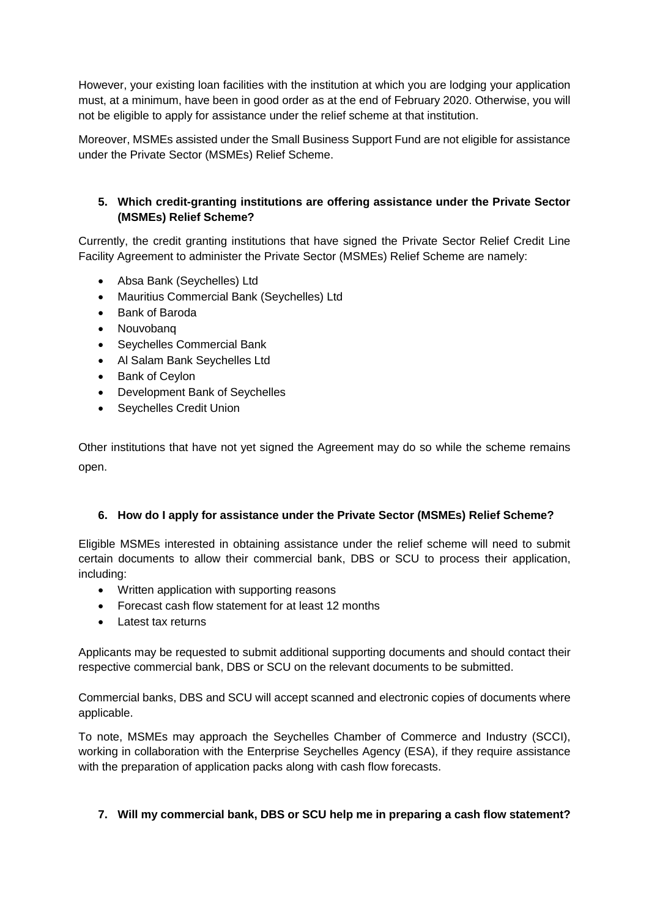However, your existing loan facilities with the institution at which you are lodging your application must, at a minimum, have been in good order as at the end of February 2020. Otherwise, you will not be eligible to apply for assistance under the relief scheme at that institution.

Moreover, MSMEs assisted under the Small Business Support Fund are not eligible for assistance under the Private Sector (MSMEs) Relief Scheme.

### 5. Which credit-granting institutions are offering assistance under the Private Sector (MSMEs) Relief Scheme?

Currently, the credit granting institutions that have signed the Private Sector Relief Credit Line Facility Agreement to administer the Private Sector (MSMEs) Relief Scheme are namely:

- Absa Bank (Seychelles) Ltd
- Mauritius Commercial Bank (Seychelles) Ltd
- Bank of Baroda
- Nouvobanq
- Seychelles Commercial Bank
- Al Salam Bank Seychelles Ltd
- Bank of Ceylon
- Development Bank of Seychelles
- Seychelles Credit Union

Other institutions that have not yet signed the Agreement may do so while the scheme remains open.

### 6. How do I apply for assistance under the Private Sector (MSMEs) Relief Scheme?

Eligible MSMEs interested in obtaining assistance under the relief scheme will need to submit certain documents to allow their commercial bank, DBS or SCU to process their application, including:

- Written application with supporting reasons
- Forecast cash flow statement for at least 12 months
- Latest tax returns

Applicants may be requested to submit additional supporting documents and should contact their respective commercial bank, DBS or SCU on the relevant documents to be submitted.

Commercial banks, DBS and SCU will accept scanned and electronic copies of documents where applicable.

To note, MSMEs may approach the Seychelles Chamber of Commerce and Industry (SCCI), working in collaboration with the Enterprise Seychelles Agency (ESA), if they require assistance with the preparation of application packs along with cash flow forecasts.

### 7. Will my commercial bank, DBS or SCU help me in preparing a cash flow statement?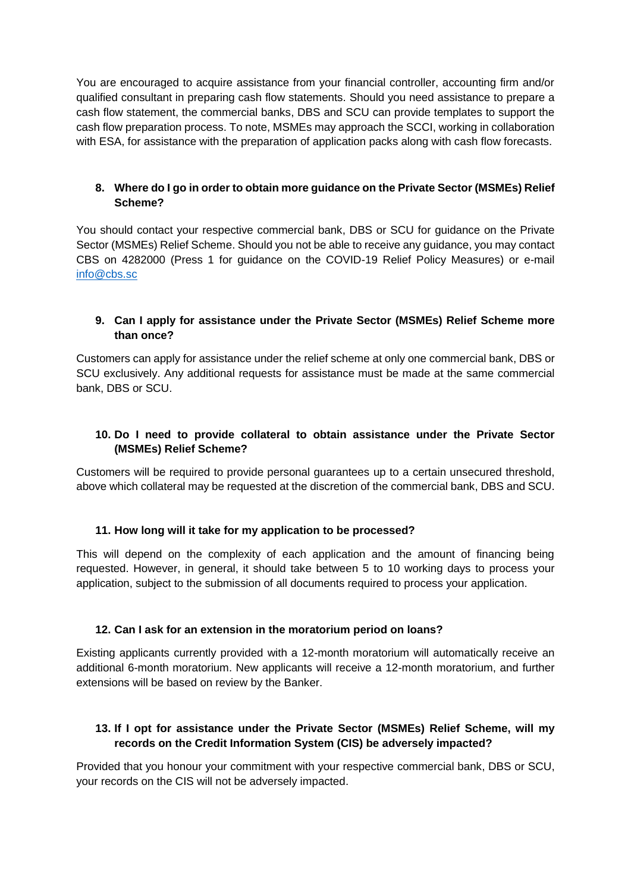You are encouraged to acquire assistance from your financial controller, accounting firm and/or qualified consultant in preparing cash flow statements. Should you need assistance to prepare a cash flow statement, the commercial banks, DBS and SCU can provide templates to support the cash flow preparation process. To note, MSMEs may approach the SCCI, working in collaboration with ESA, for assistance with the preparation of application packs along with cash flow forecasts.

**8. Where do I go in order to obtain more guidance on the Private Sector (MSMEs) Relief Scheme?**

You should contact your respective commercial bank, DBS or SCU for guidance on the Private Sector (MSMEs) Relief Scheme. Should you not be able to receive any guidance, you may contact CBS on 4282000 (Press 1 for guidance on the COVID-19 Relief Policy Measures) or e-mail [info@cbs.sc](mailto:info@cbs.sc)

**9. Can I apply for assistance under the Private Sector (MSMEs) Relief Scheme more than once?**

Customers can apply for assistance under the relief scheme at only one commercial bank, DBS or SCU exclusively. Any additional requests for assistance must be made at the same commercial bank, DBS or SCU.

**10. Do I need to provide collateral to obtain assistance under the Private Sector (MSMEs) Relief Scheme?**

Customers will be required to provide personal guarantees up to a certain unsecured threshold, above which collateral may be requested at the discretion of the commercial bank, DBS and SCU.

**11. How long will it take for my application to be processed?**

This will depend on the complexity of each application and the amount of financing being requested. However, in general, it should take between 5 to 10 working days to process your application, subject to the submission of all documents required to process your application.

**12. Can I ask for an extension in the moratorium period on loans?**

Existing applicants currently provided with a 12-month moratorium will automatically receive an additional 6-month moratorium. New applicants will receive a 12-month moratorium, and further extensions will be based on review by the Banker.

**13. If I opt for assistance under the Private Sector (MSMEs) Relief Scheme, will my records on the Credit Information System (CIS) be adversely impacted?**

Provided that you honour your commitment with your respective commercial bank, DBS or SCU, your records on the CIS will not be adversely impacted.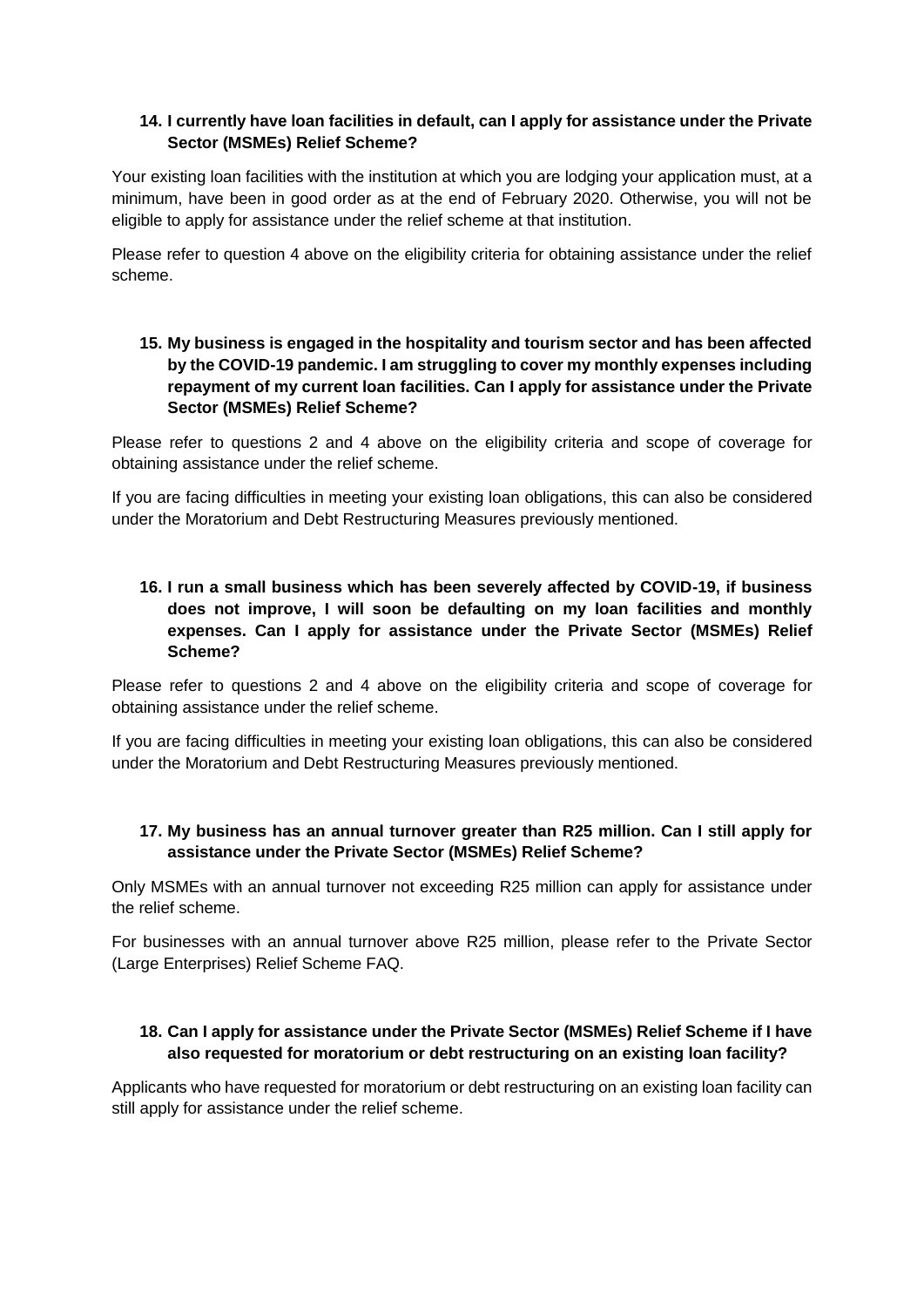**14. I currently have loan facilities in default, can I apply for assistance under the Private Sector (MSMEs) Relief Scheme?**

Your existing loan facilities with the institution at which you are lodging your application must, at a minimum, have been in good order as at the end of February 2020. Otherwise, you will not be eligible to apply for assistance under the relief scheme at that institution.

Please refer to question 4 above on the eligibility criteria for obtaining assistance under the relief scheme.

**15. My business is engaged in the hospitality and tourism sector and has been affected by the COVID-19 pandemic. I am struggling to cover my monthly expenses including repayment of my current loan facilities. Can I apply for assistance under the Private Sector (MSMEs) Relief Scheme?**

Please refer to questions 2 and 4 above on the eligibility criteria and scope of coverage for obtaining assistance under the relief scheme.

If you are facing difficulties in meeting your existing loan obligations, this can also be considered under the Moratorium and Debt Restructuring Measures previously mentioned.

**16. I run a small business which has been severely affected by COVID-19, if business does not improve, I will soon be defaulting on my loan facilities and monthly expenses. Can I apply for assistance under the Private Sector (MSMEs) Relief Scheme?**

Please refer to questions 2 and 4 above on the eligibility criteria and scope of coverage for obtaining assistance under the relief scheme.

If you are facing difficulties in meeting your existing loan obligations, this can also be considered under the Moratorium and Debt Restructuring Measures previously mentioned.

**17. My business has an annual turnover greater than R25 million. Can I still apply for assistance under the Private Sector (MSMEs) Relief Scheme?**

Only MSMEs with an annual turnover not exceeding R25 million can apply for assistance under the relief scheme.

For businesses with an annual turnover above R25 million, please refer to the Private Sector (Large Enterprises) Relief Scheme FAQ.

**18. Can I apply for assistance under the Private Sector (MSMEs) Relief Scheme if I have also requested for moratorium or debt restructuring on an existing loan facility?**

Applicants who have requested for moratorium or debt restructuring on an existing loan facility can still apply for assistance under the relief scheme.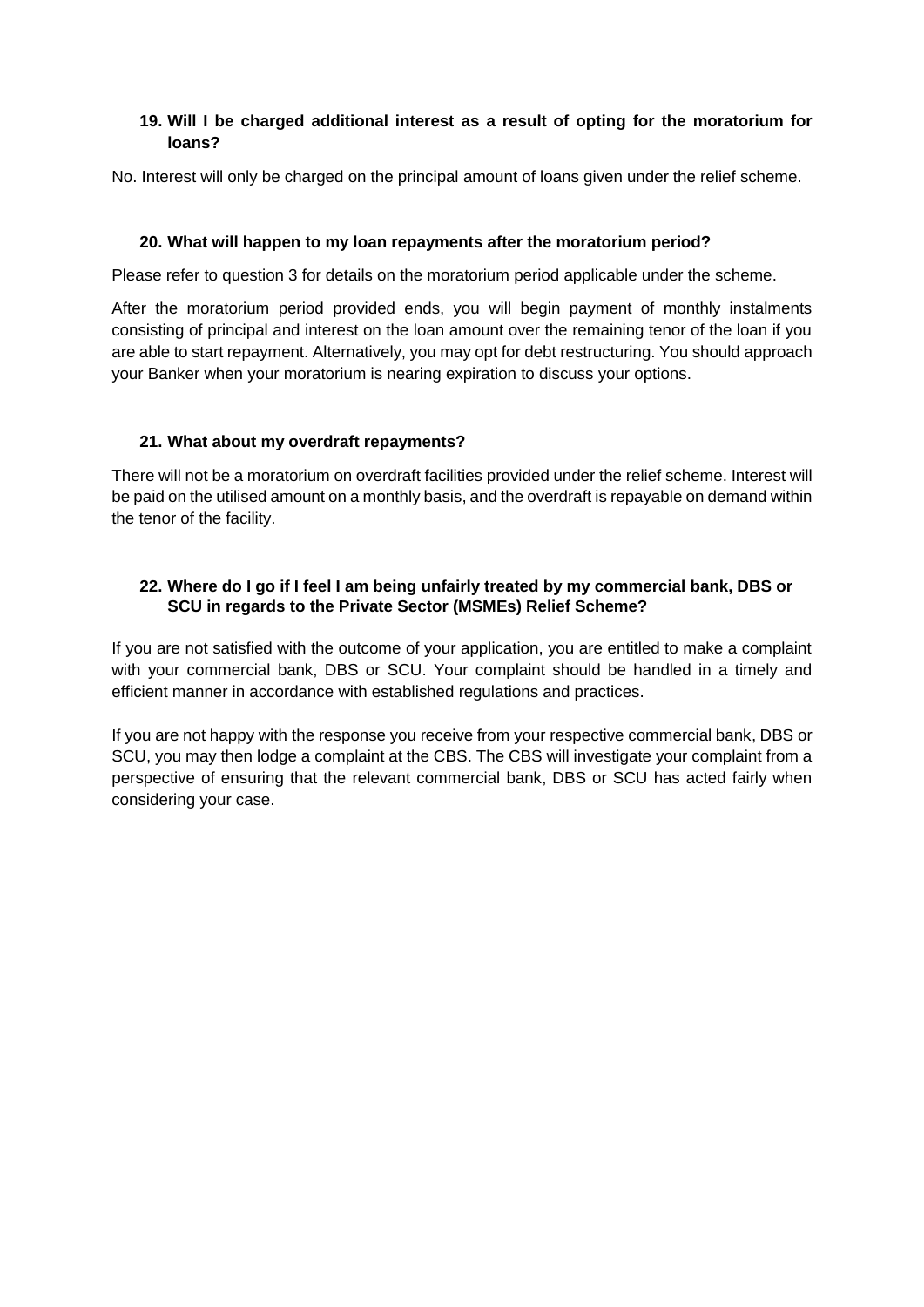**19. Will I be charged additional interest as a result of opting for the moratorium for loans?**

No. Interest will only be charged on the principal amount of loans given under the relief scheme.

**20. What will happen to my loan repayments after the moratorium period?**

Please refer to question 3 for details on the moratorium period applicable under the scheme.

After the moratorium period provided ends, you will begin payment of monthly instalments consisting of principal and interest on the loan amount over the remaining tenor of the loan if you are able to start repayment. Alternatively, you may opt for debt restructuring. You should approach your Banker when your moratorium is nearing expiration to discuss your options.

**21. What about my overdraft repayments?**

There will not be a moratorium on overdraft facilities provided under the relief scheme. Interest will be paid on the utilised amount on a monthly basis, and the overdraft is repayable on demand within the tenor of the facility.

**22. Where do I go if I feel I am being unfairly treated by my commercial bank, DBS or SCU in regards to the Private Sector (MSMEs) Relief Scheme?**

If you are not satisfied with the outcome of your application, you are entitled to make a complaint with your commercial bank, DBS or SCU. Your complaint should be handled in a timely and efficient manner in accordance with established regulations and practices.

If you are not happy with the response you receive from your respective commercial bank, DBS or SCU, you may then lodge a complaint at the CBS. The CBS will investigate your complaint from a perspective of ensuring that the relevant commercial bank, DBS or SCU has acted fairly when considering your case.